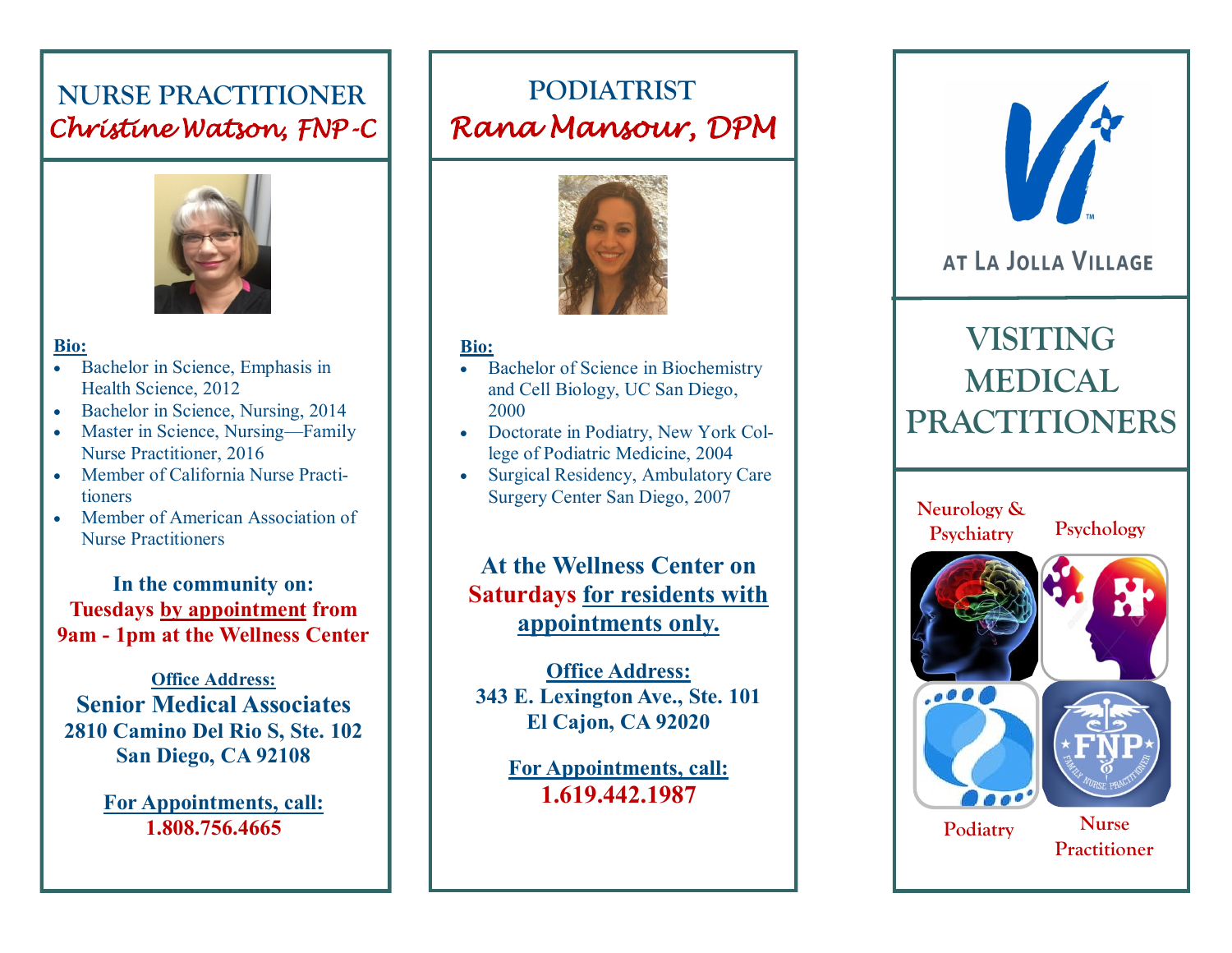## NURSE PRACTITIONER
## *Christine Watson, FNP-C*

**Bio:**

- Bachelor in Science, Emphasis in Health Science, 2012
- Bachelor in Science, Nursing, 2014
- Master in Science, Nursing—Family Nurse Practitioner, 2016
- Member of California Nurse Practitioners
- Member of American Association of Nurse Practitioners

**In the community on:**
**Tuesdays by appointment from 9am - 1pm at the Wellness Center**

**Office Address:**
**Senior Medical Associates**
**2810 Camino Del Rio S, Ste. 102**
**San Diego, CA 92108**

**For Appointments, call:**
**1.808.756.4665**

## PODIATRIST
## *Rana Mansour, DPM*

**Bio:**

- Bachelor of Science in Biochemistry and Cell Biology, UC San Diego, 2000
- Doctorate in Podiatry, New York College of Podiatric Medicine, 2004
- Surgical Residency, Ambulatory Care Surgery Center San Diego, 2007

**At the Wellness Center on Saturdays for residents with appointments only.**

**Office Address:**
**343 E. Lexington Ave., Ste. 101**
**El Cajon, CA 92020**

**For Appointments, call:**
**1.619.442.1987**

AT LA JOLLA VILLAGE

# VISITING MEDICAL PRACTITIONERS

Neurology & Psychiatry

Psychology

Podiatry

Nurse Practitioner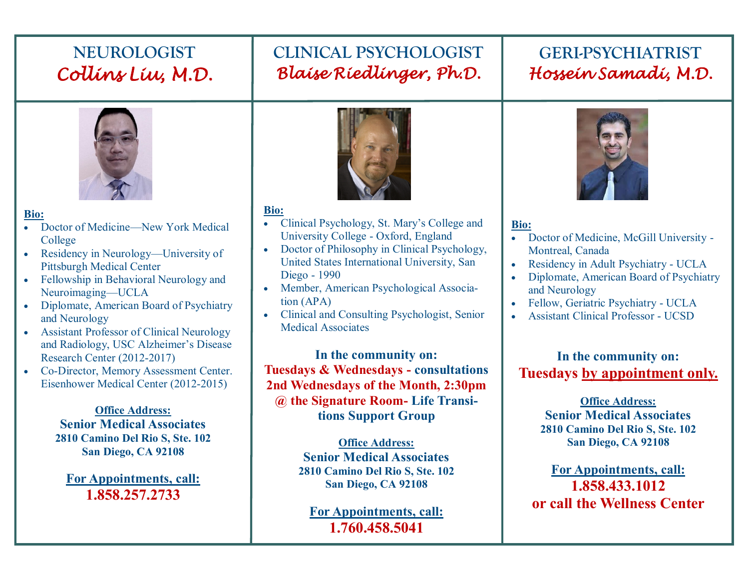## NEUROLOGIST
### *Collins Liu, M.D.*

**Bio:**

- Doctor of Medicine—New York Medical College
- Residency in Neurology—University of Pittsburgh Medical Center
- Fellowship in Behavioral Neurology and Neuroimaging—UCLA
- Diplomate, American Board of Psychiatry and Neurology
- Assistant Professor of Clinical Neurology and Radiology, USC Alzheimer's Disease Research Center (2012-2017)
- Co-Director, Memory Assessment Center. Eisenhower Medical Center (2012-2015)

**Office Address:**
**Senior Medical Associates**
**2810 Camino Del Rio S, Ste. 102**
**San Diego, CA 92108**

**For Appointments, call:**
**1.858.257.2733**

## CLINICAL PSYCHOLOGIST
### *Blaise Riedlinger, Ph.D.*

**Bio:**

- Clinical Psychology, St. Mary's College and University College - Oxford, England
- Doctor of Philosophy in Clinical Psychology, United States International University, San Diego - 1990
- Member, American Psychological Association (APA)
- Clinical and Consulting Psychologist, Senior Medical Associates

**In the community on:**
**Tuesdays & Wednesdays - consultations**
**2nd Wednesdays of the Month, 2:30pm @ the Signature Room- Life Transitions Support Group**

**Office Address:**
**Senior Medical Associates**
**2810 Camino Del Rio S, Ste. 102**
**San Diego, CA 92108**

**For Appointments, call:**
**1.760.458.5041**

## GERI-PSYCHIATRIST
### *Hossein Samadi, M.D.*

**Bio:**

- Doctor of Medicine, McGill University - Montreal, Canada
- Residency in Adult Psychiatry - UCLA
- Diplomate, American Board of Psychiatry and Neurology
- Fellow, Geriatric Psychiatry - UCLA
- Assistant Clinical Professor - UCSD

**In the community on:**
**Tuesdays by appointment only.**

**Office Address:**
**Senior Medical Associates**
**2810 Camino Del Rio S, Ste. 102**
**San Diego, CA 92108**

**For Appointments, call:**
**1.858.433.1012**
**or call the Wellness Center**